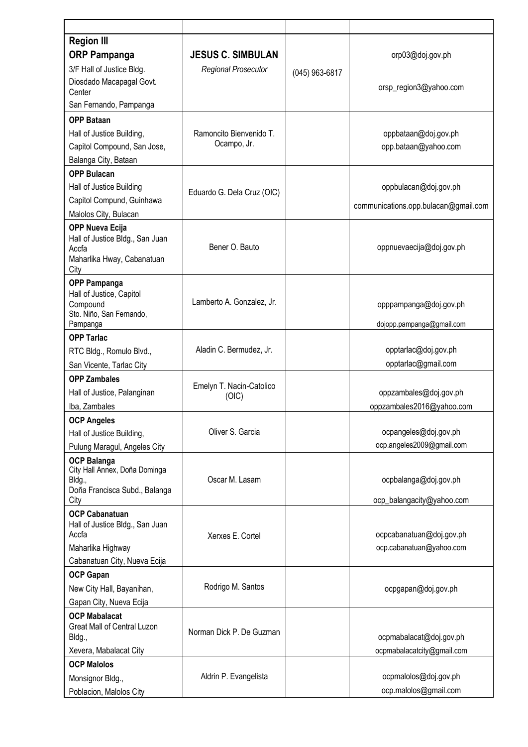| | | | |
|---|---|---|---|
| **Region III**<br>**ORP Pampanga**<br>3/F Hall of Justice Bldg.<br>Diosdado Macapagal Govt. Center<br>San Fernando, Pampanga | **JESUS C. SIMBULAN**<br>*Regional Prosecutor* | (045) 963-6817 | orp03@doj.gov.ph<br>orsp_region3@yahoo.com |
| **OPP Bataan**<br>Hall of Justice Building,<br>Capitol Compound, San Jose,<br>Balanga City, Bataan | Ramoncito Bienvenido T. Ocampo, Jr. | | oppbataan@doj.gov.ph<br>opp.bataan@yahoo.com |
| **OPP Bulacan**<br>Hall of Justice Building<br>Capitol Compund, Guinhawa<br>Malolos City, Bulacan | Eduardo G. Dela Cruz (OIC) | | oppbulacan@doj.gov.ph<br>communications.opp.bulacan@gmail.com |
| **OPP Nueva Ecija**<br>Hall of Justice Bldg., San Juan Accfa<br>Maharlika Hway, Cabanatuan City | Bener O. Bauto | | oppnuevaecija@doj.gov.ph |
| **OPP Pampanga**<br>Hall of Justice, Capitol Compound<br>Sto. Niño, San Fernando, Pampanga | Lamberto A. Gonzalez, Jr. | | opppampanga@doj.gov.ph<br>dojopp.pampanga@gmail.com |
| **OPP Tarlac**<br>RTC Bldg., Romulo Blvd.,<br>San Vicente, Tarlac City | Aladin C. Bermudez, Jr. | | opptarlac@doj.gov.ph<br>opptarlac@gmail.com |
| **OPP Zambales**<br>Hall of Justice, Palanginan<br>Iba, Zambales | Emelyn T. Nacin-Catolico (OIC) | | oppzambales@doj.gov.ph<br>oppzambales2016@yahoo.com |
| **OCP Angeles**<br>Hall of Justice Building,<br>Pulung Maragul, Angeles City | Oliver S. Garcia | | ocpangeles@doj.gov.ph<br>ocp.angeles2009@gmail.com |
| **OCP Balanga**<br>City Hall Annex, Doña Dominga Bldg.,<br>Doña Francisca Subd., Balanga City | Oscar M. Lasam | | ocpbalanga@doj.gov.ph<br>ocp_balangacity@yahoo.com |
| **OCP Cabanatuan**<br>Hall of Justice Bldg., San Juan Accfa<br>Maharlika Highway<br>Cabanatuan City, Nueva Ecija | Xerxes E. Cortel | | ocpcabanatuan@doj.gov.ph<br>ocp.cabanatuan@yahoo.com |
| **OCP Gapan**<br>New City Hall, Bayanihan,<br>Gapan City, Nueva Ecija | Rodrigo M. Santos | | ocpgapan@doj.gov.ph |
| **OCP Mabalacat**<br>Great Mall of Central Luzon Bldg.,<br>Xevera, Mabalacat City | Norman Dick P. De Guzman | | ocpmabalacat@doj.gov.ph<br>ocpmabalacatcity@gmail.com |
| **OCP Malolos**<br>Monsignor Bldg.,<br>Poblacion, Malolos City | Aldrin P. Evangelista | | ocpmalolos@doj.gov.ph<br>ocp.malolos@gmail.com |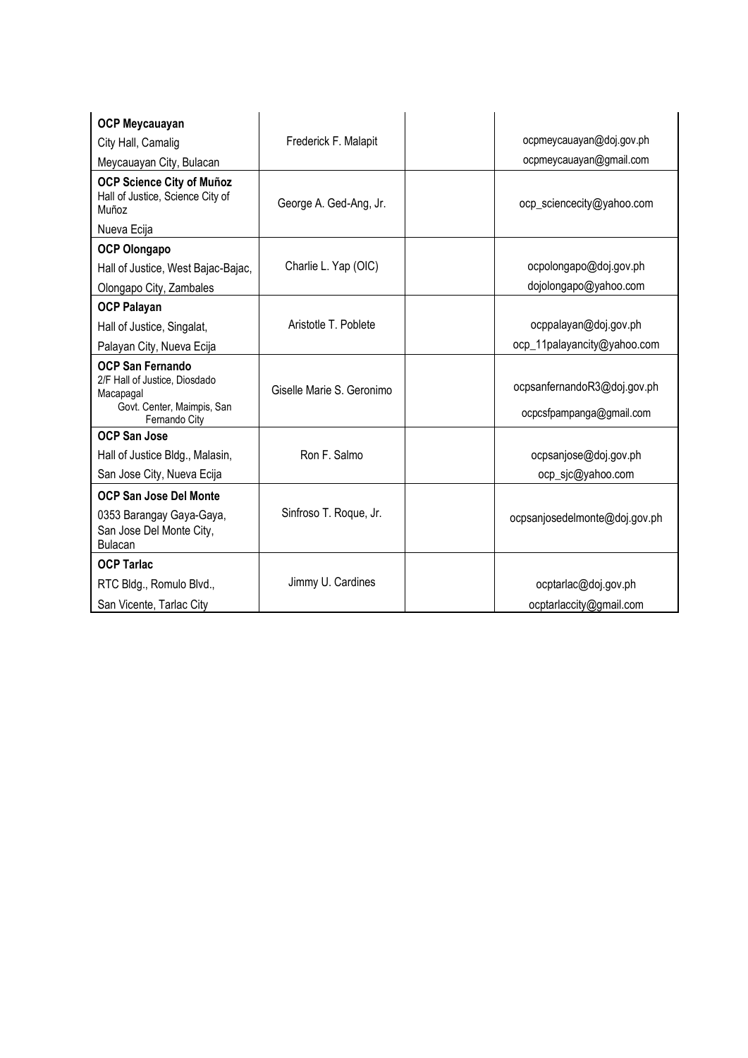| | | | |
|---|---|---|---|
| **OCP Meycauayan**<br>City Hall, Camalig<br>Meycauayan City, Bulacan | Frederick F. Malapit | | ocpmeycauayan@doj.gov.ph<br>ocpmeycauayan@gmail.com |
| **OCP Science City of Muñoz**<br>Hall of Justice, Science City of Muñoz<br>Nueva Ecija | George A. Ged-Ang, Jr. | | ocp_sciencecity@yahoo.com |
| **OCP Olongapo**<br>Hall of Justice, West Bajac-Bajac,<br>Olongapo City, Zambales | Charlie L. Yap (OIC) | | ocpolongapo@doj.gov.ph<br>dojolongapo@yahoo.com |
| **OCP Palayan**<br>Hall of Justice, Singalat,<br>Palayan City, Nueva Ecija | Aristotle T. Poblete | | ocppalayan@doj.gov.ph<br>ocp_11palayancity@yahoo.com |
| **OCP San Fernando**<br>2/F Hall of Justice, Diosdado Macapagal<br>Govt. Center, Maimpis, San Fernando City | Giselle Marie S. Geronimo | | ocpsanfernandoR3@doj.gov.ph<br>ocpcsfpampanga@gmail.com |
| **OCP San Jose**<br>Hall of Justice Bldg., Malasin,<br>San Jose City, Nueva Ecija | Ron F. Salmo | | ocpsanjose@doj.gov.ph<br>ocp_sjc@yahoo.com |
| **OCP San Jose Del Monte**<br>0353 Barangay Gaya-Gaya,<br>San Jose Del Monte City,<br>Bulacan | Sinfroso T. Roque, Jr. | | ocpsanjosedelmonte@doj.gov.ph |
| **OCP Tarlac**<br>RTC Bldg., Romulo Blvd.,<br>San Vicente, Tarlac City | Jimmy U. Cardines | | ocptarlac@doj.gov.ph<br>ocptarlaccity@gmail.com |